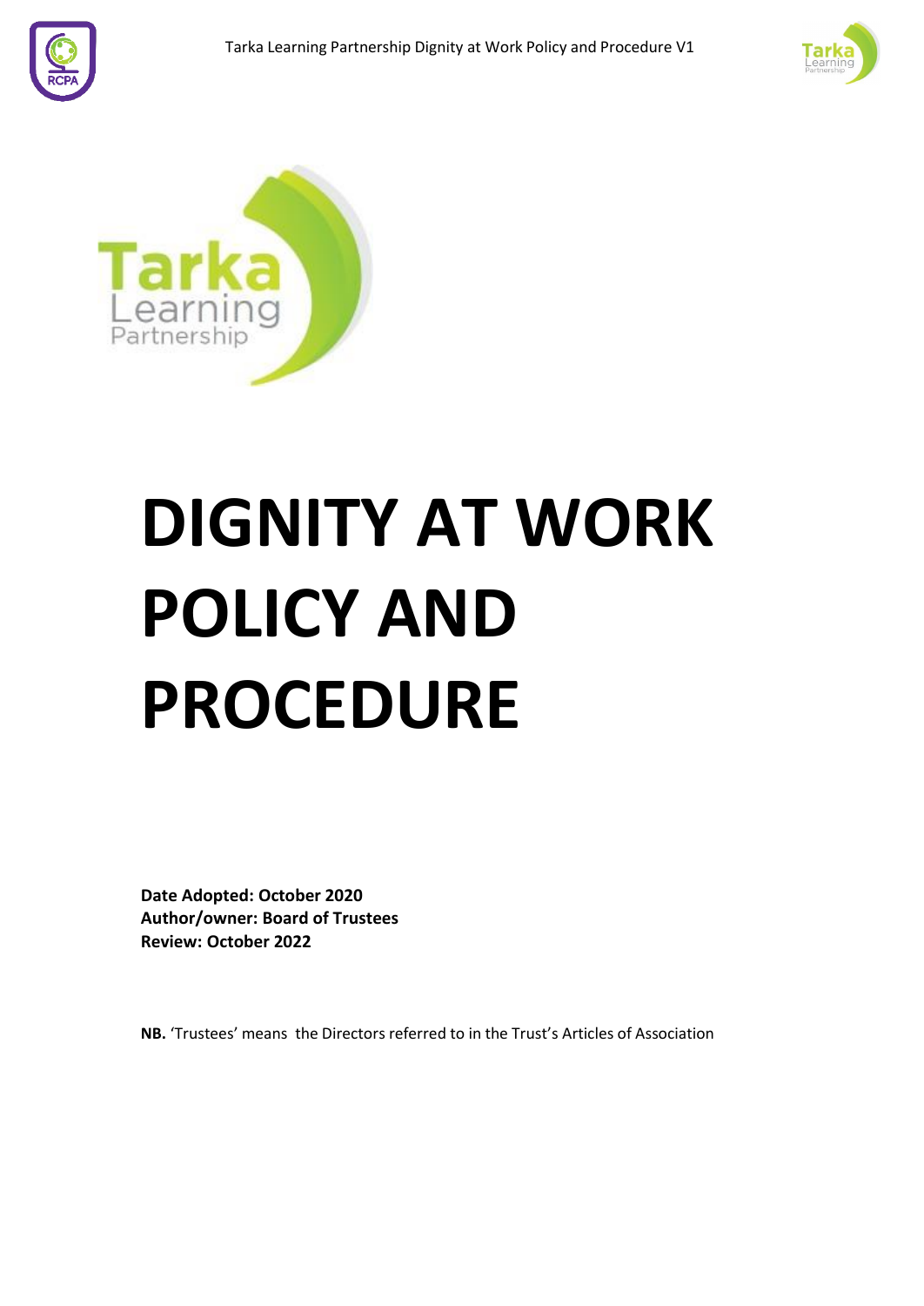# DIGNITY AT WORK POLICY AND PROCEDURE

**Date Adopted: October 2020**
**Author/owner: Board of Trustees**
**Review: October 2022**

**NB.** 'Trustees' means the Directors referred to in the Trust's Articles of Association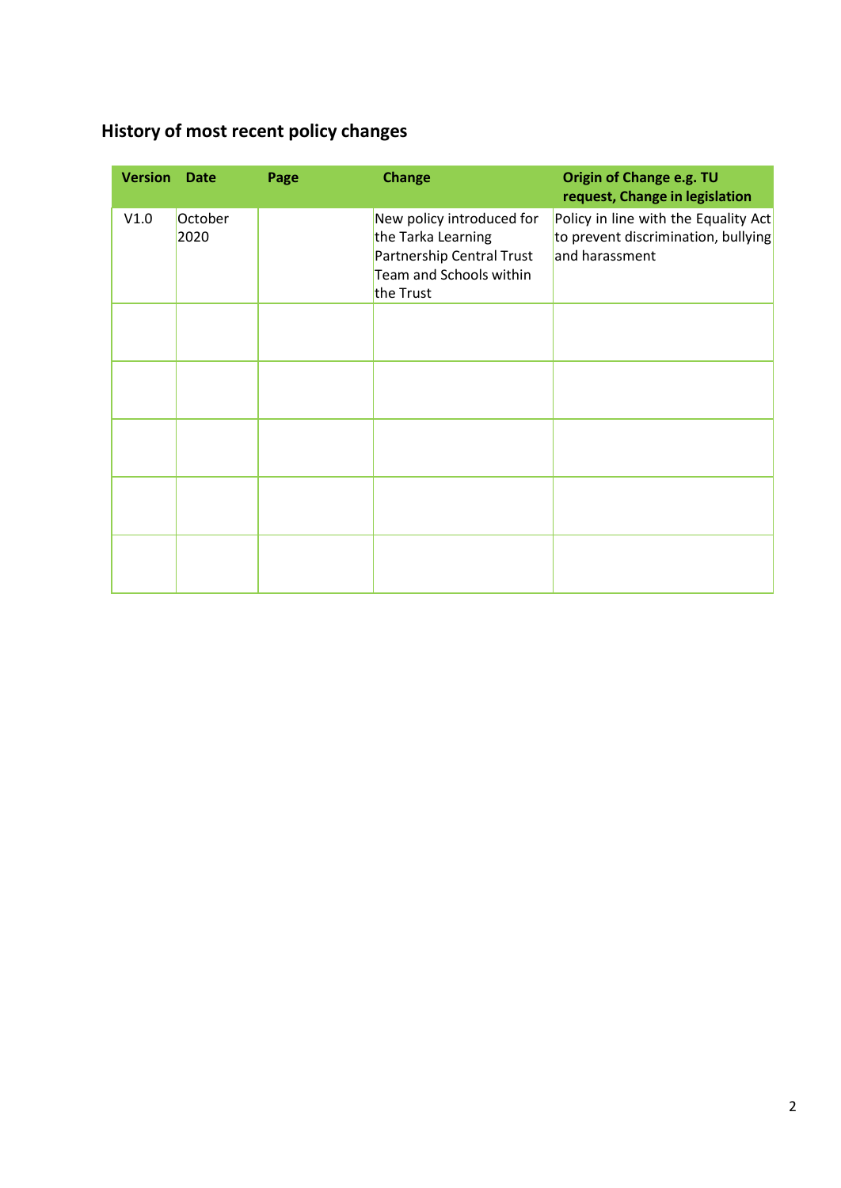## History of most recent policy changes

| Version | Date | Page | Change | Origin of Change e.g. TU request, Change in legislation |
|---|---|---|---|---|
| V1.0 | October 2020 | | New policy introduced for the Tarka Learning Partnership Central Trust Team and Schools within the Trust | Policy in line with the Equality Act to prevent discrimination, bullying and harassment |
| | | | | |
| | | | | |
| | | | | |
| | | | | |
| | | | | |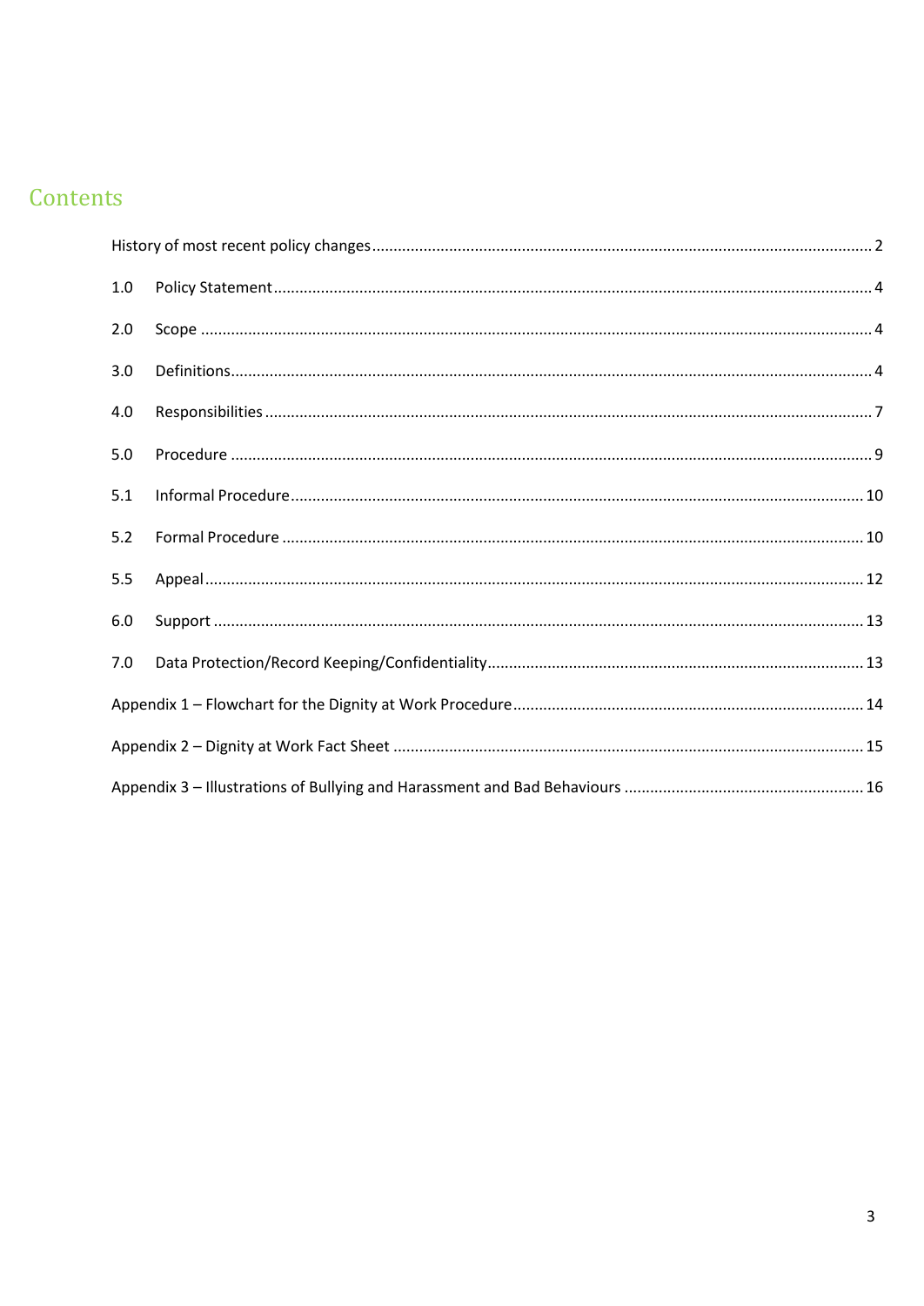# Contents

History of most recent policy changes .......... 2

1.0 Policy Statement .......... 4

2.0 Scope .......... 4

3.0 Definitions .......... 4

4.0 Responsibilities .......... 7

5.0 Procedure .......... 9

5.1 Informal Procedure .......... 10

5.2 Formal Procedure .......... 10

5.5 Appeal .......... 12

6.0 Support .......... 13

7.0 Data Protection/Record Keeping/Confidentiality .......... 13

Appendix 1 – Flowchart for the Dignity at Work Procedure .......... 14

Appendix 2 – Dignity at Work Fact Sheet .......... 15

Appendix 3 – Illustrations of Bullying and Harassment and Bad Behaviours .......... 16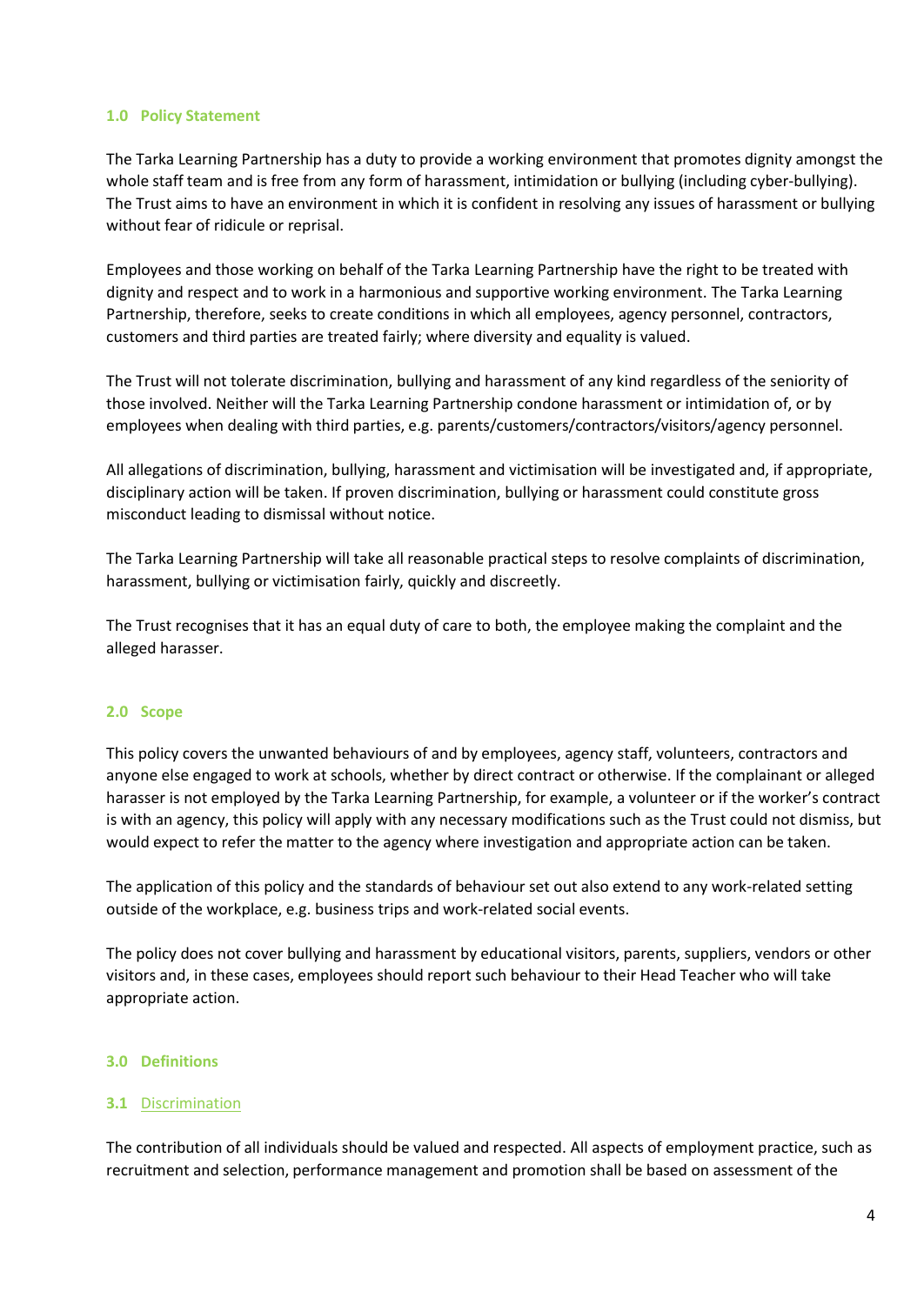## 1.0 Policy Statement

The Tarka Learning Partnership has a duty to provide a working environment that promotes dignity amongst the whole staff team and is free from any form of harassment, intimidation or bullying (including cyber-bullying). The Trust aims to have an environment in which it is confident in resolving any issues of harassment or bullying without fear of ridicule or reprisal.

Employees and those working on behalf of the Tarka Learning Partnership have the right to be treated with dignity and respect and to work in a harmonious and supportive working environment. The Tarka Learning Partnership, therefore, seeks to create conditions in which all employees, agency personnel, contractors, customers and third parties are treated fairly; where diversity and equality is valued.

The Trust will not tolerate discrimination, bullying and harassment of any kind regardless of the seniority of those involved. Neither will the Tarka Learning Partnership condone harassment or intimidation of, or by employees when dealing with third parties, e.g. parents/customers/contractors/visitors/agency personnel.

All allegations of discrimination, bullying, harassment and victimisation will be investigated and, if appropriate, disciplinary action will be taken. If proven discrimination, bullying or harassment could constitute gross misconduct leading to dismissal without notice.

The Tarka Learning Partnership will take all reasonable practical steps to resolve complaints of discrimination, harassment, bullying or victimisation fairly, quickly and discreetly.

The Trust recognises that it has an equal duty of care to both, the employee making the complaint and the alleged harasser.

## 2.0 Scope

This policy covers the unwanted behaviours of and by employees, agency staff, volunteers, contractors and anyone else engaged to work at schools, whether by direct contract or otherwise. If the complainant or alleged harasser is not employed by the Tarka Learning Partnership, for example, a volunteer or if the worker's contract is with an agency, this policy will apply with any necessary modifications such as the Trust could not dismiss, but would expect to refer the matter to the agency where investigation and appropriate action can be taken.

The application of this policy and the standards of behaviour set out also extend to any work-related setting outside of the workplace, e.g. business trips and work-related social events.

The policy does not cover bullying and harassment by educational visitors, parents, suppliers, vendors or other visitors and, in these cases, employees should report such behaviour to their Head Teacher who will take appropriate action.

## 3.0 Definitions

### 3.1 Discrimination

The contribution of all individuals should be valued and respected. All aspects of employment practice, such as recruitment and selection, performance management and promotion shall be based on assessment of the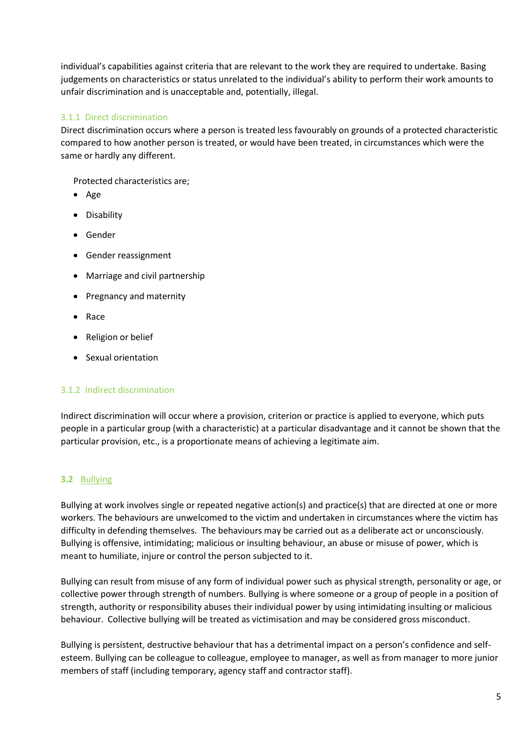individual's capabilities against criteria that are relevant to the work they are required to undertake. Basing judgements on characteristics or status unrelated to the individual's ability to perform their work amounts to unfair discrimination and is unacceptable and, potentially, illegal.

#### 3.1.1 Direct discrimination

Direct discrimination occurs where a person is treated less favourably on grounds of a protected characteristic compared to how another person is treated, or would have been treated, in circumstances which were the same or hardly any different.

Protected characteristics are;

- Age
- Disability
- Gender
- Gender reassignment
- Marriage and civil partnership
- Pregnancy and maternity
- Race
- Religion or belief
- Sexual orientation

#### 3.1.2 Indirect discrimination

Indirect discrimination will occur where a provision, criterion or practice is applied to everyone, which puts people in a particular group (with a characteristic) at a particular disadvantage and it cannot be shown that the particular provision, etc., is a proportionate means of achieving a legitimate aim.

### 3.2 Bullying

Bullying at work involves single or repeated negative action(s) and practice(s) that are directed at one or more workers. The behaviours are unwelcomed to the victim and undertaken in circumstances where the victim has difficulty in defending themselves. The behaviours may be carried out as a deliberate act or unconsciously. Bullying is offensive, intimidating; malicious or insulting behaviour, an abuse or misuse of power, which is meant to humiliate, injure or control the person subjected to it.

Bullying can result from misuse of any form of individual power such as physical strength, personality or age, or collective power through strength of numbers. Bullying is where someone or a group of people in a position of strength, authority or responsibility abuses their individual power by using intimidating insulting or malicious behaviour. Collective bullying will be treated as victimisation and may be considered gross misconduct.

Bullying is persistent, destructive behaviour that has a detrimental impact on a person's confidence and self-esteem. Bullying can be colleague to colleague, employee to manager, as well as from manager to more junior members of staff (including temporary, agency staff and contractor staff).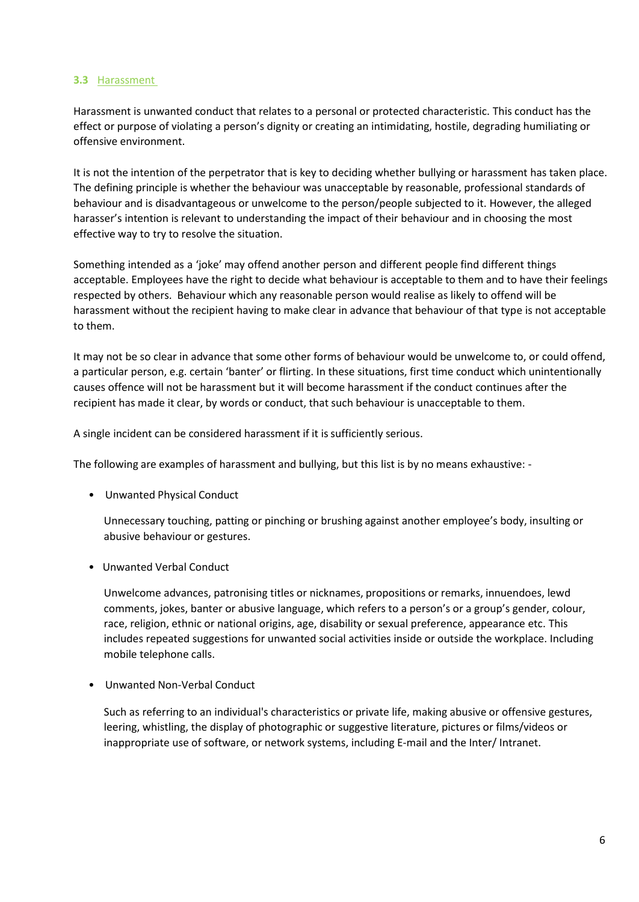### 3.3 Harassment

Harassment is unwanted conduct that relates to a personal or protected characteristic. This conduct has the effect or purpose of violating a person's dignity or creating an intimidating, hostile, degrading humiliating or offensive environment.

It is not the intention of the perpetrator that is key to deciding whether bullying or harassment has taken place. The defining principle is whether the behaviour was unacceptable by reasonable, professional standards of behaviour and is disadvantageous or unwelcome to the person/people subjected to it. However, the alleged harasser's intention is relevant to understanding the impact of their behaviour and in choosing the most effective way to try to resolve the situation.

Something intended as a 'joke' may offend another person and different people find different things acceptable. Employees have the right to decide what behaviour is acceptable to them and to have their feelings respected by others. Behaviour which any reasonable person would realise as likely to offend will be harassment without the recipient having to make clear in advance that behaviour of that type is not acceptable to them.

It may not be so clear in advance that some other forms of behaviour would be unwelcome to, or could offend, a particular person, e.g. certain 'banter' or flirting. In these situations, first time conduct which unintentionally causes offence will not be harassment but it will become harassment if the conduct continues after the recipient has made it clear, by words or conduct, that such behaviour is unacceptable to them.

A single incident can be considered harassment if it is sufficiently serious.

The following are examples of harassment and bullying, but this list is by no means exhaustive: -

- Unwanted Physical Conduct

  Unnecessary touching, patting or pinching or brushing against another employee's body, insulting or abusive behaviour or gestures.

- Unwanted Verbal Conduct

  Unwelcome advances, patronising titles or nicknames, propositions or remarks, innuendoes, lewd comments, jokes, banter or abusive language, which refers to a person's or a group's gender, colour, race, religion, ethnic or national origins, age, disability or sexual preference, appearance etc. This includes repeated suggestions for unwanted social activities inside or outside the workplace. Including mobile telephone calls.

- Unwanted Non-Verbal Conduct

  Such as referring to an individual's characteristics or private life, making abusive or offensive gestures, leering, whistling, the display of photographic or suggestive literature, pictures or films/videos or inappropriate use of software, or network systems, including E-mail and the Inter/ Intranet.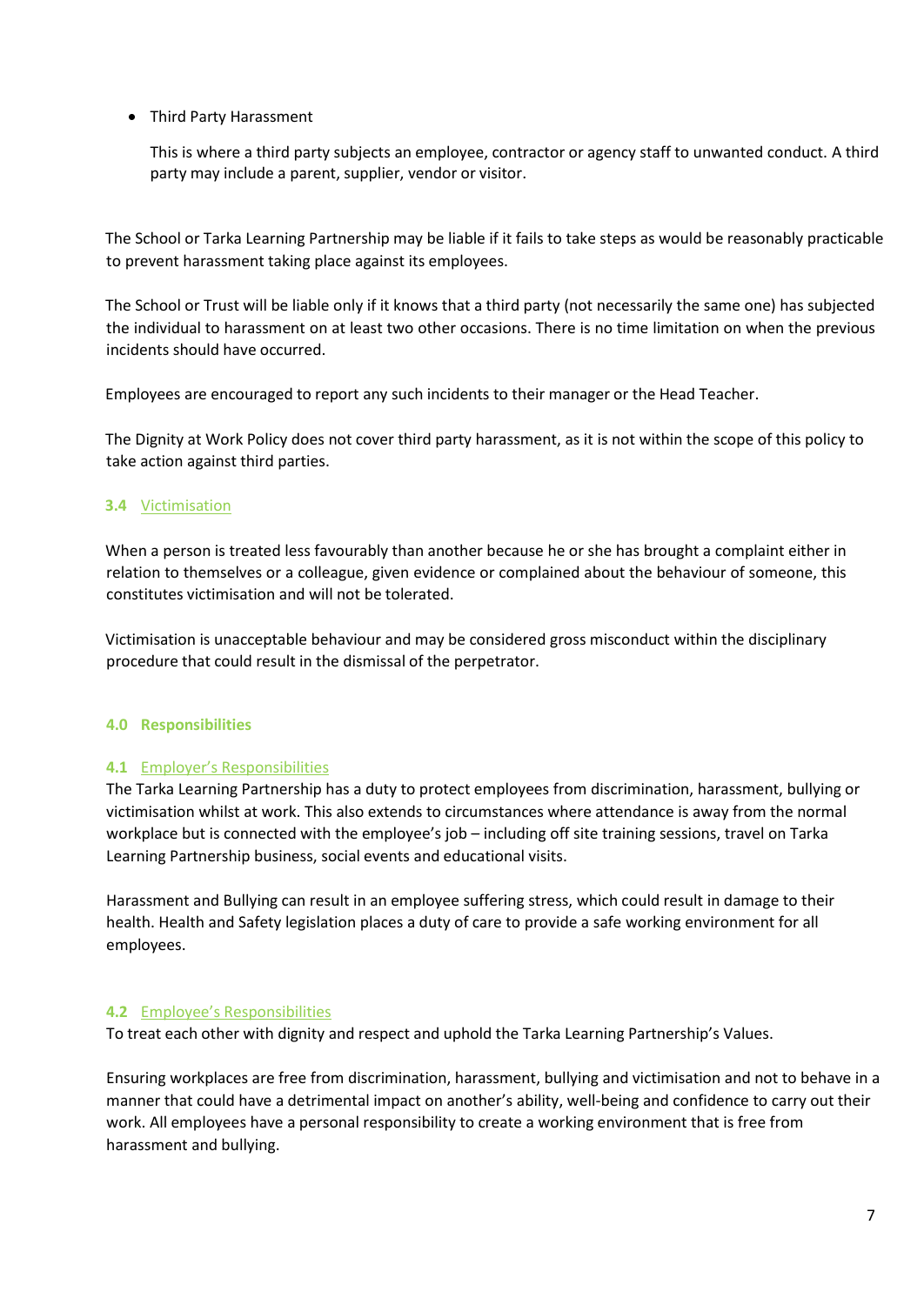- Third Party Harassment

  This is where a third party subjects an employee, contractor or agency staff to unwanted conduct. A third party may include a parent, supplier, vendor or visitor.

The School or Tarka Learning Partnership may be liable if it fails to take steps as would be reasonably practicable to prevent harassment taking place against its employees.

The School or Trust will be liable only if it knows that a third party (not necessarily the same one) has subjected the individual to harassment on at least two other occasions. There is no time limitation on when the previous incidents should have occurred.

Employees are encouraged to report any such incidents to their manager or the Head Teacher.

The Dignity at Work Policy does not cover third party harassment, as it is not within the scope of this policy to take action against third parties.

### 3.4 Victimisation

When a person is treated less favourably than another because he or she has brought a complaint either in relation to themselves or a colleague, given evidence or complained about the behaviour of someone, this constitutes victimisation and will not be tolerated.

Victimisation is unacceptable behaviour and may be considered gross misconduct within the disciplinary procedure that could result in the dismissal of the perpetrator.

## 4.0 Responsibilities

### 4.1 Employer's Responsibilities

The Tarka Learning Partnership has a duty to protect employees from discrimination, harassment, bullying or victimisation whilst at work. This also extends to circumstances where attendance is away from the normal workplace but is connected with the employee's job – including off site training sessions, travel on Tarka Learning Partnership business, social events and educational visits.

Harassment and Bullying can result in an employee suffering stress, which could result in damage to their health. Health and Safety legislation places a duty of care to provide a safe working environment for all employees.

### 4.2 Employee's Responsibilities

To treat each other with dignity and respect and uphold the Tarka Learning Partnership's Values.

Ensuring workplaces are free from discrimination, harassment, bullying and victimisation and not to behave in a manner that could have a detrimental impact on another's ability, well-being and confidence to carry out their work. All employees have a personal responsibility to create a working environment that is free from harassment and bullying.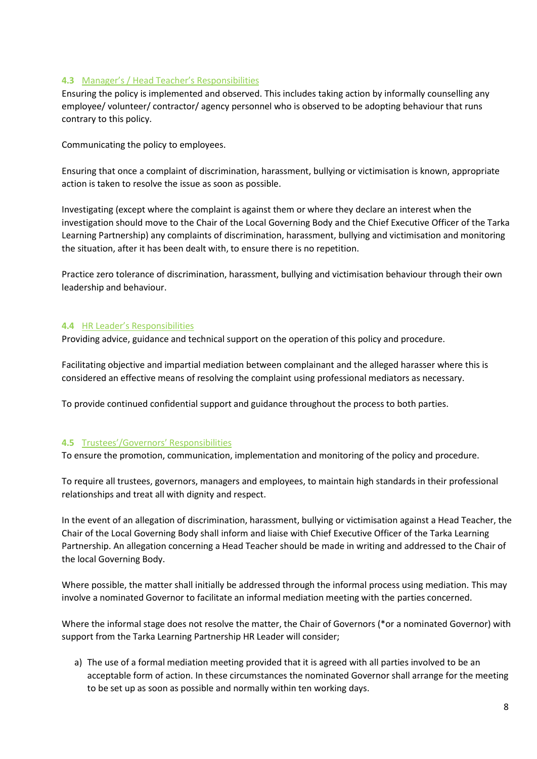### 4.3 Manager's / Head Teacher's Responsibilities

Ensuring the policy is implemented and observed. This includes taking action by informally counselling any employee/ volunteer/ contractor/ agency personnel who is observed to be adopting behaviour that runs contrary to this policy.

Communicating the policy to employees.

Ensuring that once a complaint of discrimination, harassment, bullying or victimisation is known, appropriate action is taken to resolve the issue as soon as possible.

Investigating (except where the complaint is against them or where they declare an interest when the investigation should move to the Chair of the Local Governing Body and the Chief Executive Officer of the Tarka Learning Partnership) any complaints of discrimination, harassment, bullying and victimisation and monitoring the situation, after it has been dealt with, to ensure there is no repetition.

Practice zero tolerance of discrimination, harassment, bullying and victimisation behaviour through their own leadership and behaviour.

### 4.4 HR Leader's Responsibilities

Providing advice, guidance and technical support on the operation of this policy and procedure.

Facilitating objective and impartial mediation between complainant and the alleged harasser where this is considered an effective means of resolving the complaint using professional mediators as necessary.

To provide continued confidential support and guidance throughout the process to both parties.

### 4.5 Trustees'/Governors' Responsibilities

To ensure the promotion, communication, implementation and monitoring of the policy and procedure.

To require all trustees, governors, managers and employees, to maintain high standards in their professional relationships and treat all with dignity and respect.

In the event of an allegation of discrimination, harassment, bullying or victimisation against a Head Teacher, the Chair of the Local Governing Body shall inform and liaise with Chief Executive Officer of the Tarka Learning Partnership. An allegation concerning a Head Teacher should be made in writing and addressed to the Chair of the local Governing Body.

Where possible, the matter shall initially be addressed through the informal process using mediation. This may involve a nominated Governor to facilitate an informal mediation meeting with the parties concerned.

Where the informal stage does not resolve the matter, the Chair of Governors (*or a nominated Governor) with support from the Tarka Learning Partnership HR Leader will consider;

a) The use of a formal mediation meeting provided that it is agreed with all parties involved to be an acceptable form of action. In these circumstances the nominated Governor shall arrange for the meeting to be set up as soon as possible and normally within ten working days.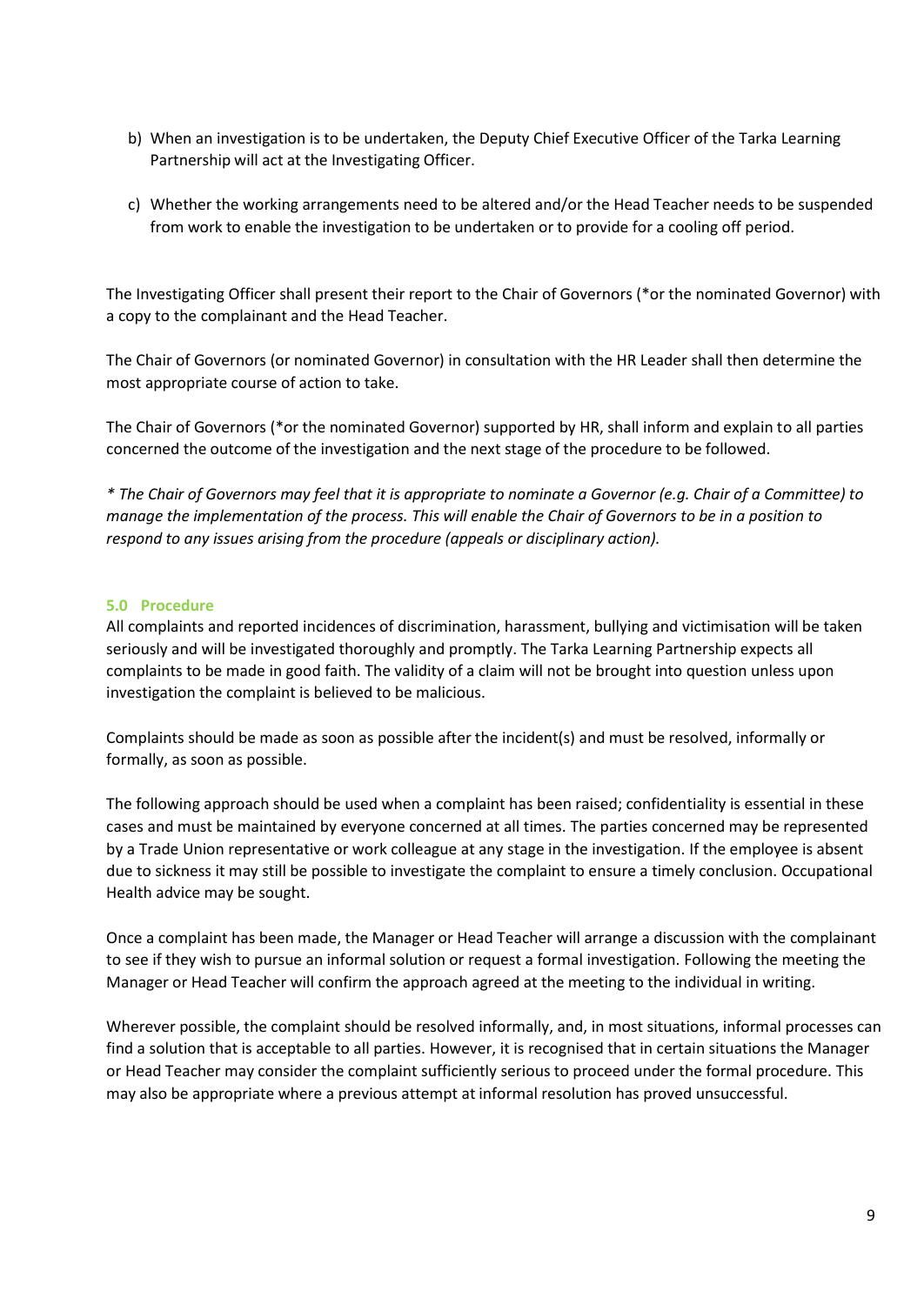b) When an investigation is to be undertaken, the Deputy Chief Executive Officer of the Tarka Learning Partnership will act at the Investigating Officer.

c) Whether the working arrangements need to be altered and/or the Head Teacher needs to be suspended from work to enable the investigation to be undertaken or to provide for a cooling off period.

The Investigating Officer shall present their report to the Chair of Governors (*or the nominated Governor) with a copy to the complainant and the Head Teacher.

The Chair of Governors (or nominated Governor) in consultation with the HR Leader shall then determine the most appropriate course of action to take.

The Chair of Governors (*or the nominated Governor) supported by HR, shall inform and explain to all parties concerned the outcome of the investigation and the next stage of the procedure to be followed.

*\* The Chair of Governors may feel that it is appropriate to nominate a Governor (e.g. Chair of a Committee) to manage the implementation of the process. This will enable the Chair of Governors to be in a position to respond to any issues arising from the procedure (appeals or disciplinary action).*

### 5.0 Procedure

All complaints and reported incidences of discrimination, harassment, bullying and victimisation will be taken seriously and will be investigated thoroughly and promptly. The Tarka Learning Partnership expects all complaints to be made in good faith. The validity of a claim will not be brought into question unless upon investigation the complaint is believed to be malicious.

Complaints should be made as soon as possible after the incident(s) and must be resolved, informally or formally, as soon as possible.

The following approach should be used when a complaint has been raised; confidentiality is essential in these cases and must be maintained by everyone concerned at all times. The parties concerned may be represented by a Trade Union representative or work colleague at any stage in the investigation. If the employee is absent due to sickness it may still be possible to investigate the complaint to ensure a timely conclusion. Occupational Health advice may be sought.

Once a complaint has been made, the Manager or Head Teacher will arrange a discussion with the complainant to see if they wish to pursue an informal solution or request a formal investigation. Following the meeting the Manager or Head Teacher will confirm the approach agreed at the meeting to the individual in writing.

Wherever possible, the complaint should be resolved informally, and, in most situations, informal processes can find a solution that is acceptable to all parties. However, it is recognised that in certain situations the Manager or Head Teacher may consider the complaint sufficiently serious to proceed under the formal procedure. This may also be appropriate where a previous attempt at informal resolution has proved unsuccessful.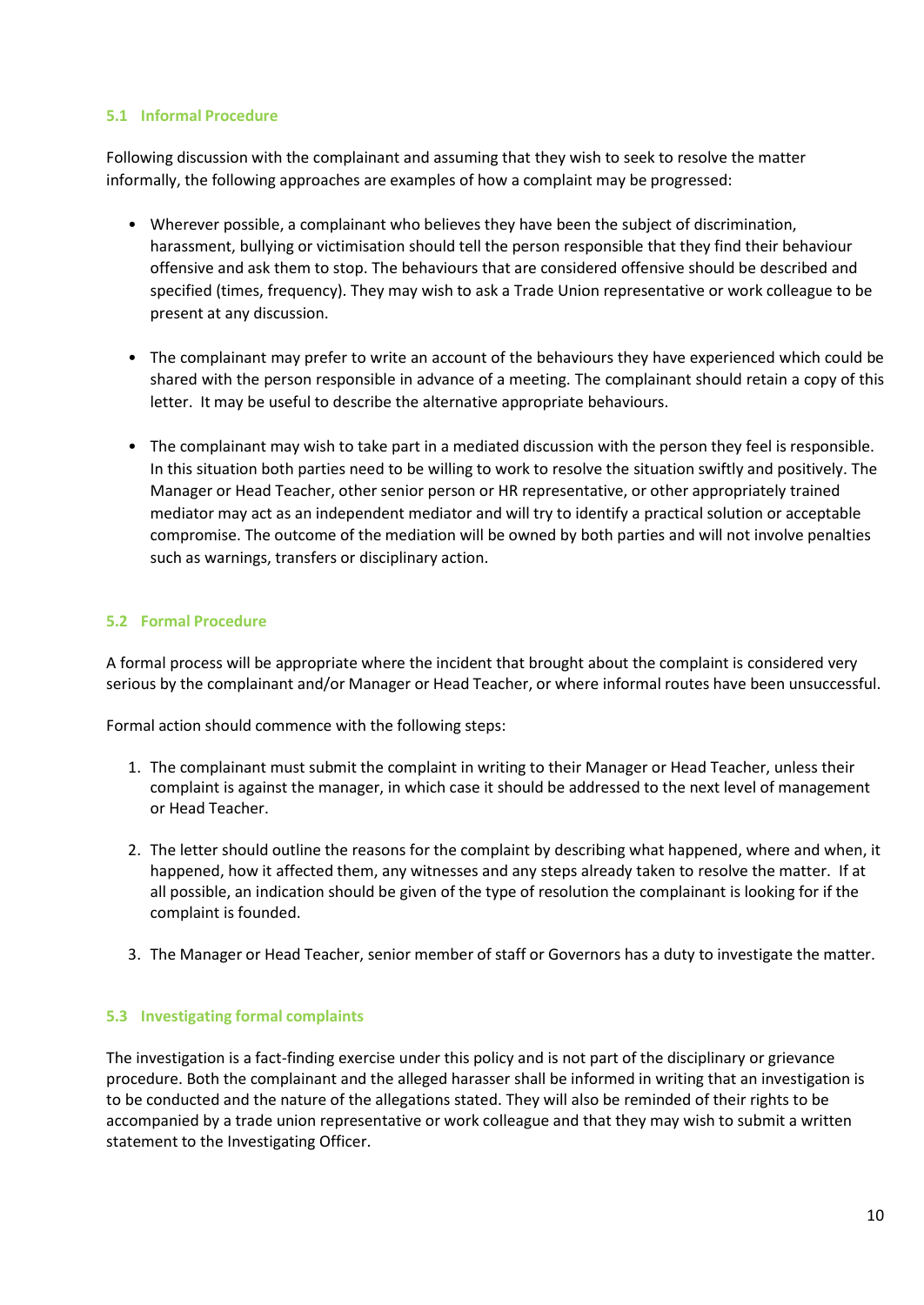### 5.1 Informal Procedure

Following discussion with the complainant and assuming that they wish to seek to resolve the matter informally, the following approaches are examples of how a complaint may be progressed:

- Wherever possible, a complainant who believes they have been the subject of discrimination, harassment, bullying or victimisation should tell the person responsible that they find their behaviour offensive and ask them to stop. The behaviours that are considered offensive should be described and specified (times, frequency). They may wish to ask a Trade Union representative or work colleague to be present at any discussion.

- The complainant may prefer to write an account of the behaviours they have experienced which could be shared with the person responsible in advance of a meeting. The complainant should retain a copy of this letter. It may be useful to describe the alternative appropriate behaviours.

- The complainant may wish to take part in a mediated discussion with the person they feel is responsible. In this situation both parties need to be willing to work to resolve the situation swiftly and positively. The Manager or Head Teacher, other senior person or HR representative, or other appropriately trained mediator may act as an independent mediator and will try to identify a practical solution or acceptable compromise. The outcome of the mediation will be owned by both parties and will not involve penalties such as warnings, transfers or disciplinary action.

### 5.2 Formal Procedure

A formal process will be appropriate where the incident that brought about the complaint is considered very serious by the complainant and/or Manager or Head Teacher, or where informal routes have been unsuccessful.

Formal action should commence with the following steps:

1. The complainant must submit the complaint in writing to their Manager or Head Teacher, unless their complaint is against the manager, in which case it should be addressed to the next level of management or Head Teacher.

2. The letter should outline the reasons for the complaint by describing what happened, where and when, it happened, how it affected them, any witnesses and any steps already taken to resolve the matter. If at all possible, an indication should be given of the type of resolution the complainant is looking for if the complaint is founded.

3. The Manager or Head Teacher, senior member of staff or Governors has a duty to investigate the matter.

### 5.3 Investigating formal complaints

The investigation is a fact-finding exercise under this policy and is not part of the disciplinary or grievance procedure. Both the complainant and the alleged harasser shall be informed in writing that an investigation is to be conducted and the nature of the allegations stated. They will also be reminded of their rights to be accompanied by a trade union representative or work colleague and that they may wish to submit a written statement to the Investigating Officer.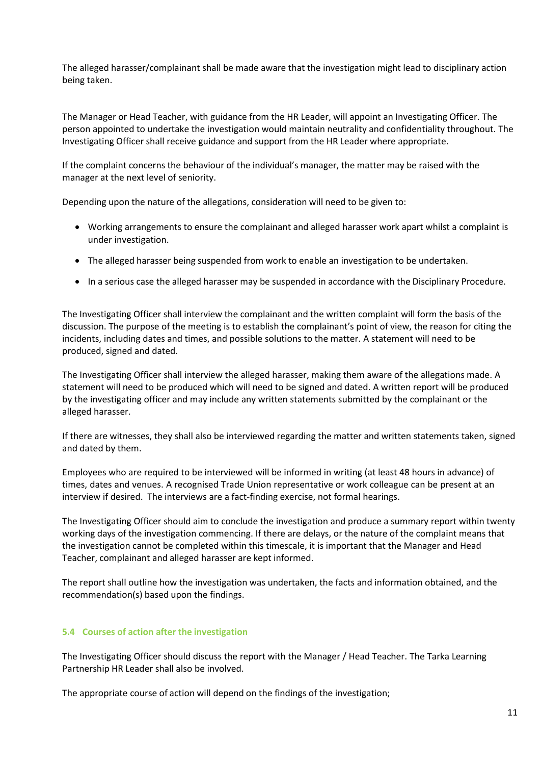The alleged harasser/complainant shall be made aware that the investigation might lead to disciplinary action being taken.

The Manager or Head Teacher, with guidance from the HR Leader, will appoint an Investigating Officer. The person appointed to undertake the investigation would maintain neutrality and confidentiality throughout. The Investigating Officer shall receive guidance and support from the HR Leader where appropriate.

If the complaint concerns the behaviour of the individual's manager, the matter may be raised with the manager at the next level of seniority.

Depending upon the nature of the allegations, consideration will need to be given to:

- Working arrangements to ensure the complainant and alleged harasser work apart whilst a complaint is under investigation.
- The alleged harasser being suspended from work to enable an investigation to be undertaken.
- In a serious case the alleged harasser may be suspended in accordance with the Disciplinary Procedure.

The Investigating Officer shall interview the complainant and the written complaint will form the basis of the discussion. The purpose of the meeting is to establish the complainant's point of view, the reason for citing the incidents, including dates and times, and possible solutions to the matter. A statement will need to be produced, signed and dated.

The Investigating Officer shall interview the alleged harasser, making them aware of the allegations made. A statement will need to be produced which will need to be signed and dated. A written report will be produced by the investigating officer and may include any written statements submitted by the complainant or the alleged harasser.

If there are witnesses, they shall also be interviewed regarding the matter and written statements taken, signed and dated by them.

Employees who are required to be interviewed will be informed in writing (at least 48 hours in advance) of times, dates and venues. A recognised Trade Union representative or work colleague can be present at an interview if desired. The interviews are a fact-finding exercise, not formal hearings.

The Investigating Officer should aim to conclude the investigation and produce a summary report within twenty working days of the investigation commencing. If there are delays, or the nature of the complaint means that the investigation cannot be completed within this timescale, it is important that the Manager and Head Teacher, complainant and alleged harasser are kept informed.

The report shall outline how the investigation was undertaken, the facts and information obtained, and the recommendation(s) based upon the findings.

### 5.4 Courses of action after the investigation

The Investigating Officer should discuss the report with the Manager / Head Teacher. The Tarka Learning Partnership HR Leader shall also be involved.

The appropriate course of action will depend on the findings of the investigation;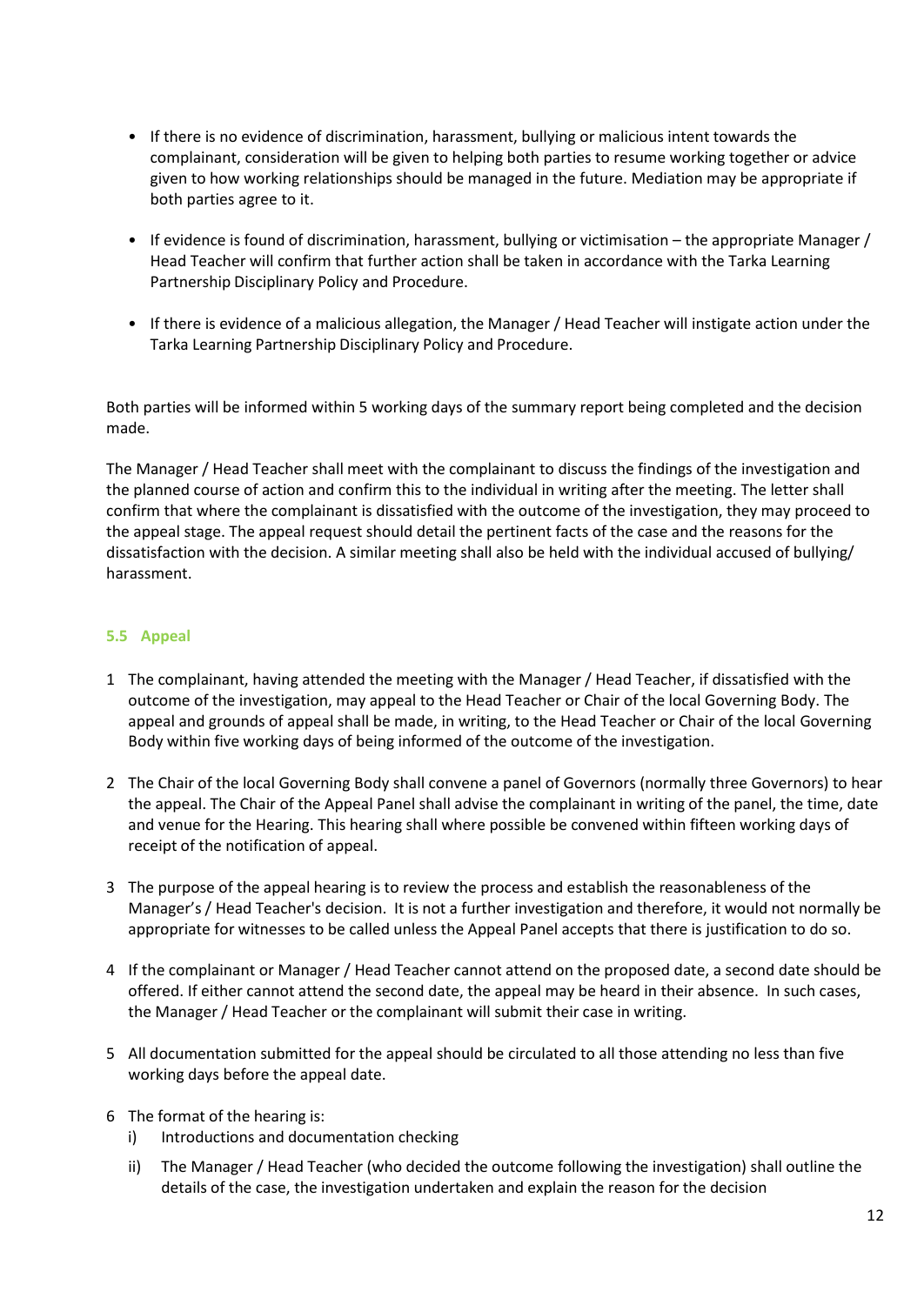- If there is no evidence of discrimination, harassment, bullying or malicious intent towards the complainant, consideration will be given to helping both parties to resume working together or advice given to how working relationships should be managed in the future. Mediation may be appropriate if both parties agree to it.

- If evidence is found of discrimination, harassment, bullying or victimisation – the appropriate Manager / Head Teacher will confirm that further action shall be taken in accordance with the Tarka Learning Partnership Disciplinary Policy and Procedure.

- If there is evidence of a malicious allegation, the Manager / Head Teacher will instigate action under the Tarka Learning Partnership Disciplinary Policy and Procedure.

Both parties will be informed within 5 working days of the summary report being completed and the decision made.

The Manager / Head Teacher shall meet with the complainant to discuss the findings of the investigation and the planned course of action and confirm this to the individual in writing after the meeting. The letter shall confirm that where the complainant is dissatisfied with the outcome of the investigation, they may proceed to the appeal stage. The appeal request should detail the pertinent facts of the case and the reasons for the dissatisfaction with the decision. A similar meeting shall also be held with the individual accused of bullying/ harassment.

### 5.5 Appeal

1. The complainant, having attended the meeting with the Manager / Head Teacher, if dissatisfied with the outcome of the investigation, may appeal to the Head Teacher or Chair of the local Governing Body. The appeal and grounds of appeal shall be made, in writing, to the Head Teacher or Chair of the local Governing Body within five working days of being informed of the outcome of the investigation.

2. The Chair of the local Governing Body shall convene a panel of Governors (normally three Governors) to hear the appeal. The Chair of the Appeal Panel shall advise the complainant in writing of the panel, the time, date and venue for the Hearing. This hearing shall where possible be convened within fifteen working days of receipt of the notification of appeal.

3. The purpose of the appeal hearing is to review the process and establish the reasonableness of the Manager's / Head Teacher's decision. It is not a further investigation and therefore, it would not normally be appropriate for witnesses to be called unless the Appeal Panel accepts that there is justification to do so.

4. If the complainant or Manager / Head Teacher cannot attend on the proposed date, a second date should be offered. If either cannot attend the second date, the appeal may be heard in their absence. In such cases, the Manager / Head Teacher or the complainant will submit their case in writing.

5. All documentation submitted for the appeal should be circulated to all those attending no less than five working days before the appeal date.

6. The format of the hearing is:
   i) Introductions and documentation checking
   ii) The Manager / Head Teacher (who decided the outcome following the investigation) shall outline the details of the case, the investigation undertaken and explain the reason for the decision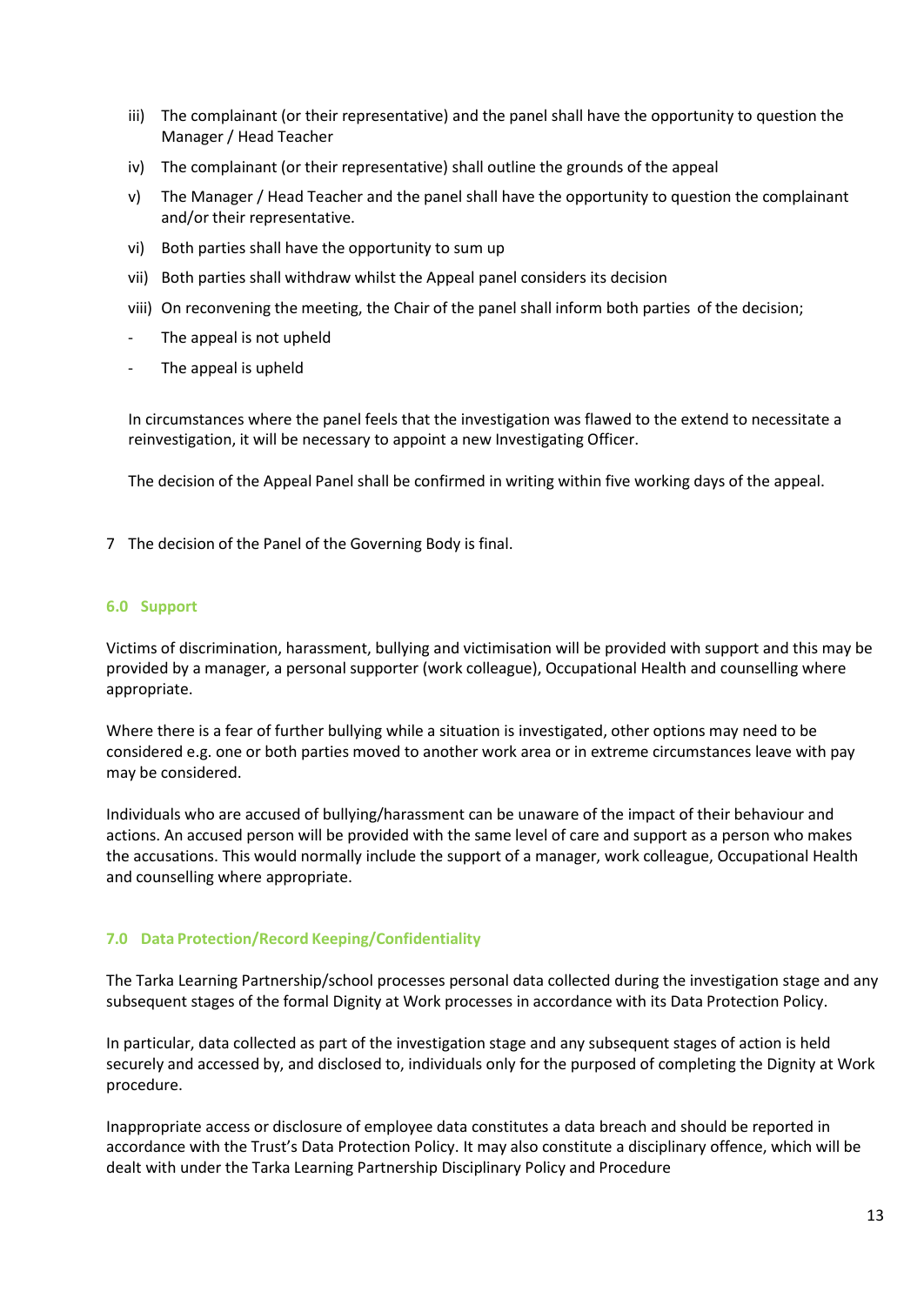iii) The complainant (or their representative) and the panel shall have the opportunity to question the Manager / Head Teacher

iv) The complainant (or their representative) shall outline the grounds of the appeal

v) The Manager / Head Teacher and the panel shall have the opportunity to question the complainant and/or their representative.

vi) Both parties shall have the opportunity to sum up

vii) Both parties shall withdraw whilst the Appeal panel considers its decision

viii) On reconvening the meeting, the Chair of the panel shall inform both parties of the decision;

- The appeal is not upheld
- The appeal is upheld

In circumstances where the panel feels that the investigation was flawed to the extend to necessitate a reinvestigation, it will be necessary to appoint a new Investigating Officer.

The decision of the Appeal Panel shall be confirmed in writing within five working days of the appeal.

7 The decision of the Panel of the Governing Body is final.

## 6.0 Support

Victims of discrimination, harassment, bullying and victimisation will be provided with support and this may be provided by a manager, a personal supporter (work colleague), Occupational Health and counselling where appropriate.

Where there is a fear of further bullying while a situation is investigated, other options may need to be considered e.g. one or both parties moved to another work area or in extreme circumstances leave with pay may be considered.

Individuals who are accused of bullying/harassment can be unaware of the impact of their behaviour and actions. An accused person will be provided with the same level of care and support as a person who makes the accusations. This would normally include the support of a manager, work colleague, Occupational Health and counselling where appropriate.

## 7.0 Data Protection/Record Keeping/Confidentiality

The Tarka Learning Partnership/school processes personal data collected during the investigation stage and any subsequent stages of the formal Dignity at Work processes in accordance with its Data Protection Policy.

In particular, data collected as part of the investigation stage and any subsequent stages of action is held securely and accessed by, and disclosed to, individuals only for the purposed of completing the Dignity at Work procedure.

Inappropriate access or disclosure of employee data constitutes a data breach and should be reported in accordance with the Trust's Data Protection Policy. It may also constitute a disciplinary offence, which will be dealt with under the Tarka Learning Partnership Disciplinary Policy and Procedure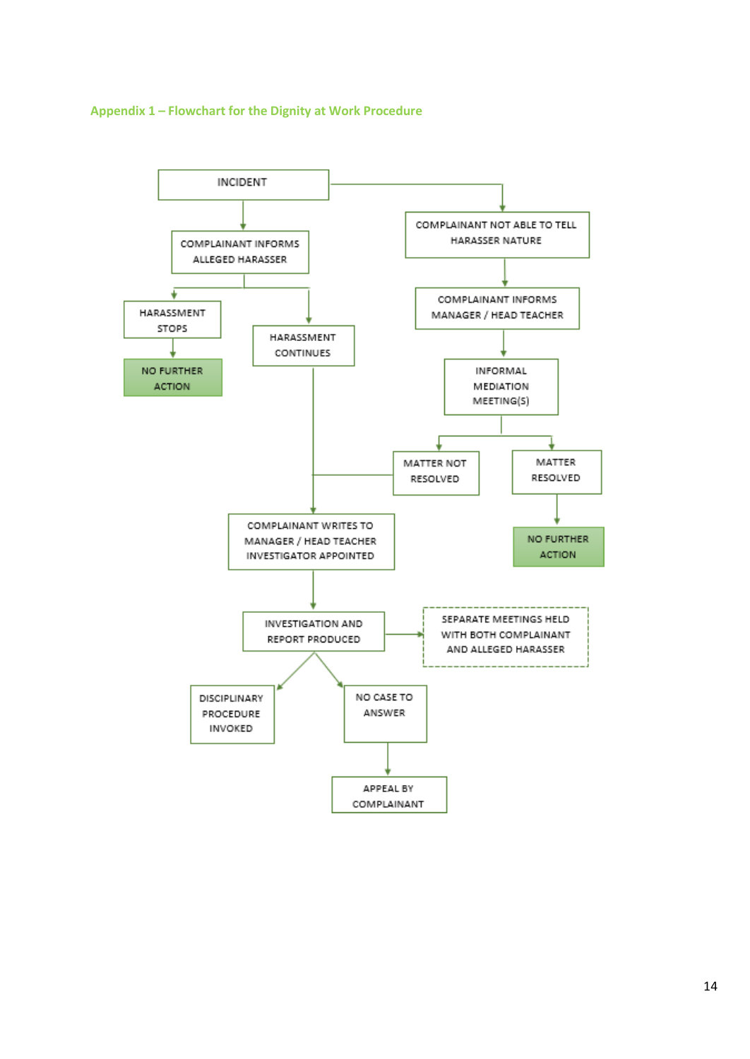## Appendix 1 – Flowchart for the Dignity at Work Procedure

INCIDENT

COMPLAINANT INFORMS ALLEGED HARASSER

HARASSMENT STOPS

NO FURTHER ACTION

HARASSMENT CONTINUES

COMPLAINANT NOT ABLE TO TELL HARASSER NATURE

COMPLAINANT INFORMS MANAGER / HEAD TEACHER

INFORMAL MEDIATION MEETING(S)

MATTER NOT RESOLVED

MATTER RESOLVED

NO FURTHER ACTION

COMPLAINANT WRITES TO MANAGER / HEAD TEACHER INVESTIGATOR APPOINTED

INVESTIGATION AND REPORT PRODUCED

SEPARATE MEETINGS HELD WITH BOTH COMPLAINANT AND ALLEGED HARASSER

DISCIPLINARY PROCEDURE INVOKED

NO CASE TO ANSWER

APPEAL BY COMPLAINANT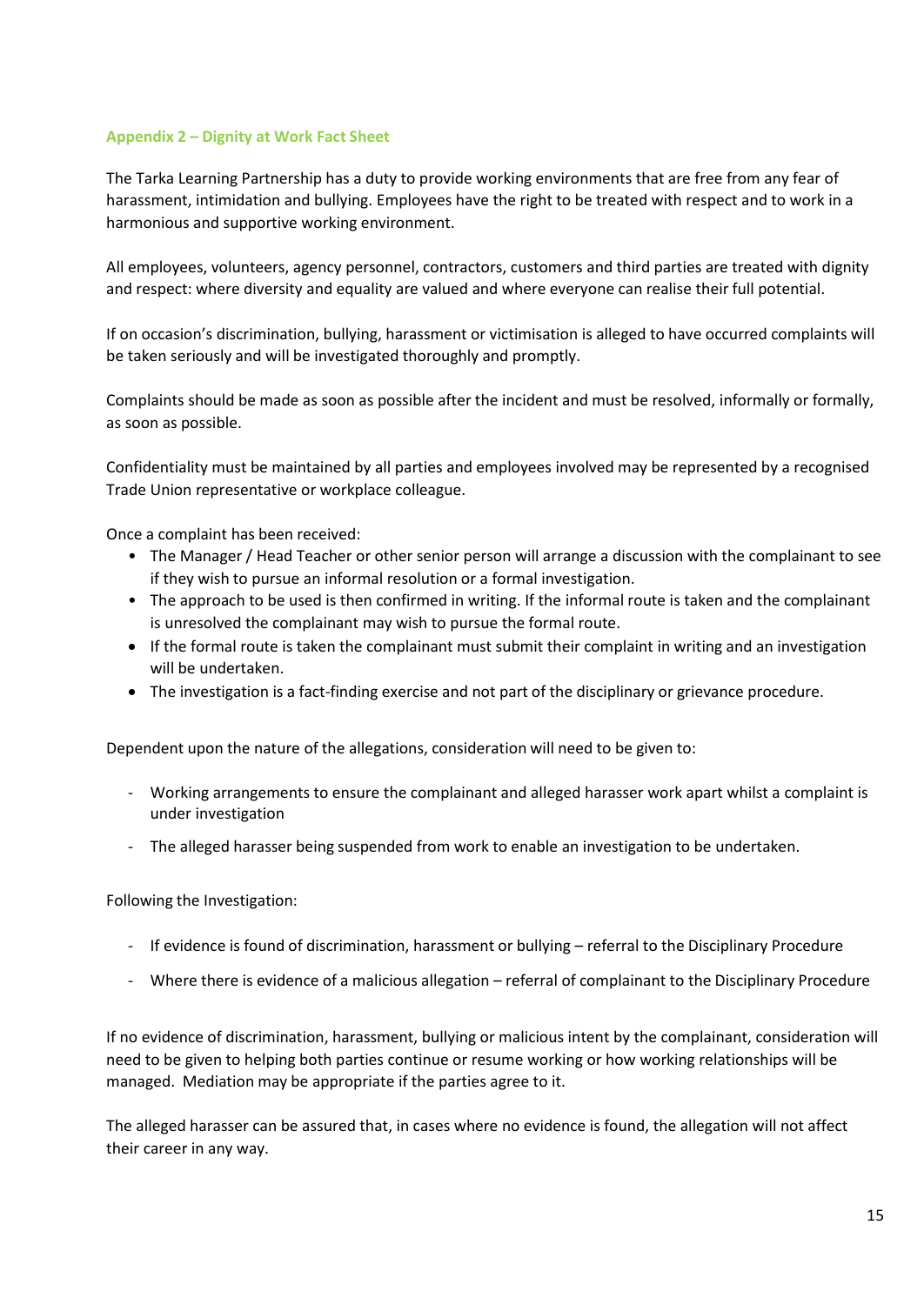## Appendix 2 – Dignity at Work Fact Sheet

The Tarka Learning Partnership has a duty to provide working environments that are free from any fear of harassment, intimidation and bullying. Employees have the right to be treated with respect and to work in a harmonious and supportive working environment.

All employees, volunteers, agency personnel, contractors, customers and third parties are treated with dignity and respect: where diversity and equality are valued and where everyone can realise their full potential.

If on occasion's discrimination, bullying, harassment or victimisation is alleged to have occurred complaints will be taken seriously and will be investigated thoroughly and promptly.

Complaints should be made as soon as possible after the incident and must be resolved, informally or formally, as soon as possible.

Confidentiality must be maintained by all parties and employees involved may be represented by a recognised Trade Union representative or workplace colleague.

Once a complaint has been received:

- The Manager / Head Teacher or other senior person will arrange a discussion with the complainant to see if they wish to pursue an informal resolution or a formal investigation.
- The approach to be used is then confirmed in writing. If the informal route is taken and the complainant is unresolved the complainant may wish to pursue the formal route.
- If the formal route is taken the complainant must submit their complaint in writing and an investigation will be undertaken.
- The investigation is a fact-finding exercise and not part of the disciplinary or grievance procedure.

Dependent upon the nature of the allegations, consideration will need to be given to:

- Working arrangements to ensure the complainant and alleged harasser work apart whilst a complaint is under investigation
- The alleged harasser being suspended from work to enable an investigation to be undertaken.

Following the Investigation:

- If evidence is found of discrimination, harassment or bullying – referral to the Disciplinary Procedure
- Where there is evidence of a malicious allegation – referral of complainant to the Disciplinary Procedure

If no evidence of discrimination, harassment, bullying or malicious intent by the complainant, consideration will need to be given to helping both parties continue or resume working or how working relationships will be managed. Mediation may be appropriate if the parties agree to it.

The alleged harasser can be assured that, in cases where no evidence is found, the allegation will not affect their career in any way.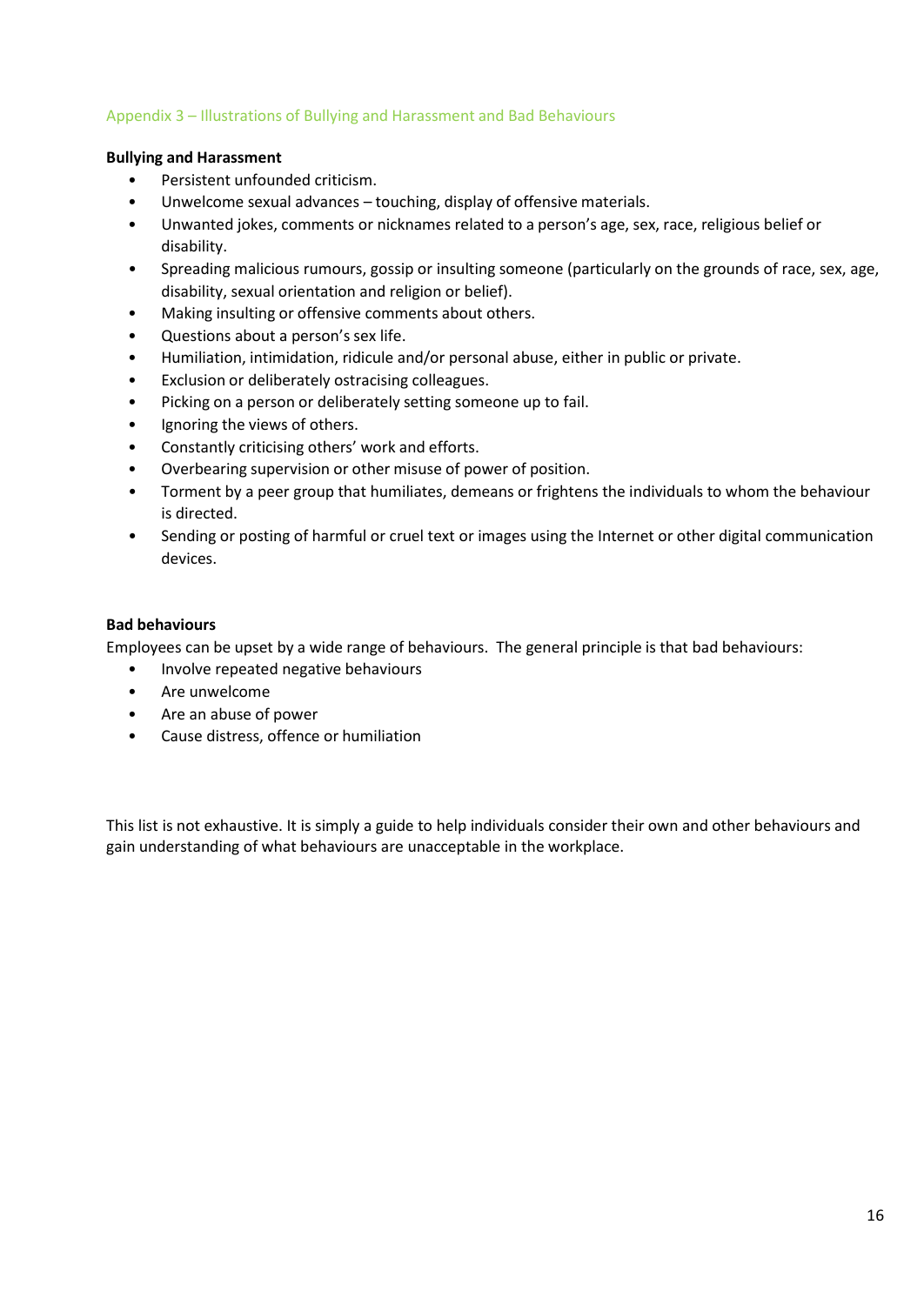## Appendix 3 – Illustrations of Bullying and Harassment and Bad Behaviours

**Bullying and Harassment**

- Persistent unfounded criticism.
- Unwelcome sexual advances – touching, display of offensive materials.
- Unwanted jokes, comments or nicknames related to a person's age, sex, race, religious belief or disability.
- Spreading malicious rumours, gossip or insulting someone (particularly on the grounds of race, sex, age, disability, sexual orientation and religion or belief).
- Making insulting or offensive comments about others.
- Questions about a person's sex life.
- Humiliation, intimidation, ridicule and/or personal abuse, either in public or private.
- Exclusion or deliberately ostracising colleagues.
- Picking on a person or deliberately setting someone up to fail.
- Ignoring the views of others.
- Constantly criticising others' work and efforts.
- Overbearing supervision or other misuse of power of position.
- Torment by a peer group that humiliates, demeans or frightens the individuals to whom the behaviour is directed.
- Sending or posting of harmful or cruel text or images using the Internet or other digital communication devices.

**Bad behaviours**

Employees can be upset by a wide range of behaviours. The general principle is that bad behaviours:

- Involve repeated negative behaviours
- Are unwelcome
- Are an abuse of power
- Cause distress, offence or humiliation

This list is not exhaustive. It is simply a guide to help individuals consider their own and other behaviours and gain understanding of what behaviours are unacceptable in the workplace.